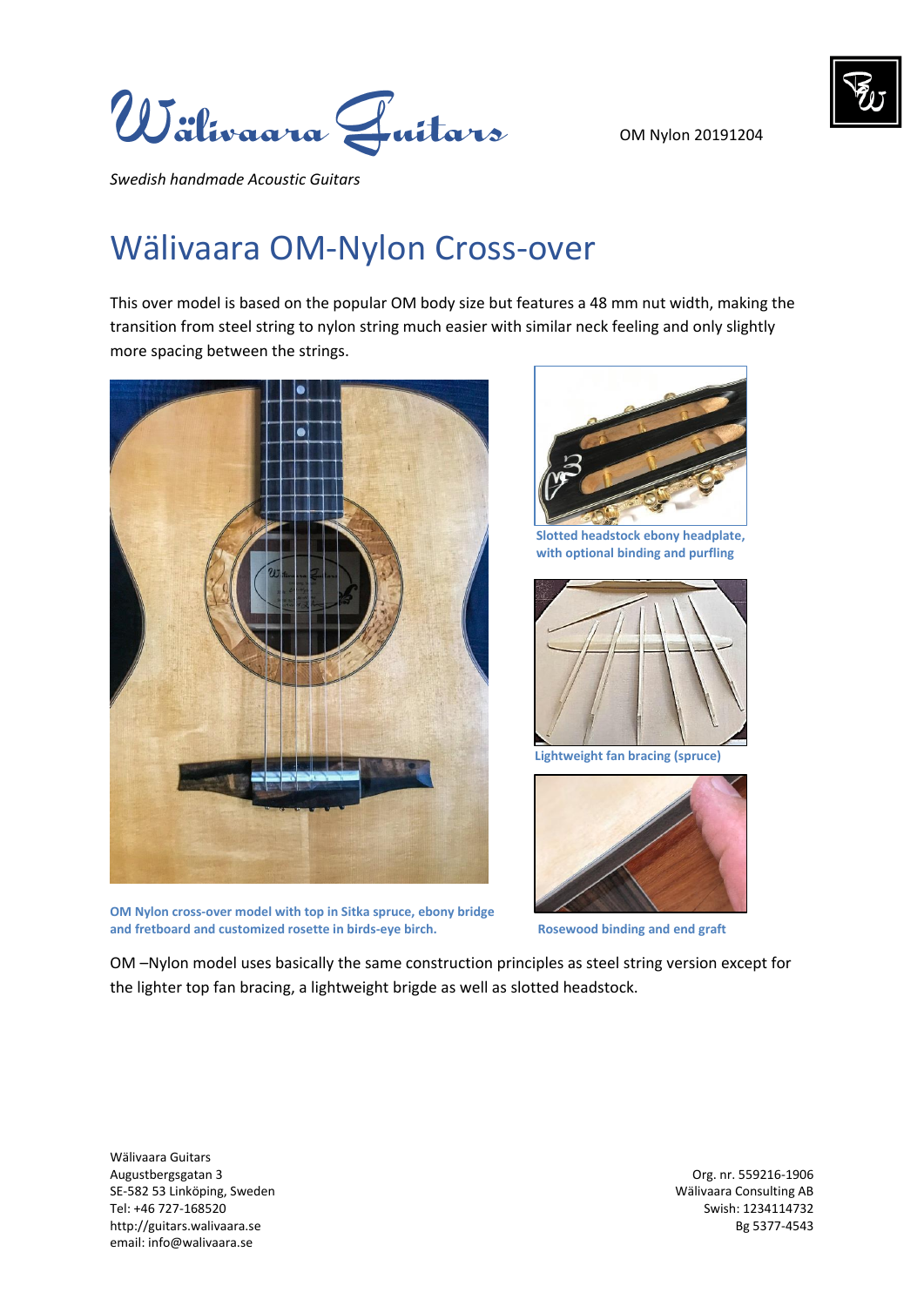Wälivaara Guitars

OM Nylon 20191204

*Swedish handmade Acoustic Guitars*

# Wälivaara OM-Nylon Cross-over

This over model is based on the popular OM body size but features a 48 mm nut width, making the transition from steel string to nylon string much easier with similar neck feeling and only slightly more spacing between the strings.

**Slotted headstock ebony headplate, with optional binding and purfling**

**Lightweight fan bracing (spruce)**

**OM Nylon cross-over model with top in Sitka spruce, ebony bridge and fretboard and customized rosette in birds-eye birch.**

**Rosewood binding and end graft**

OM –Nylon model uses basically the same construction principles as steel string version except for the lighter top fan bracing, a lightweight brigde as well as slotted headstock.

Wälivaara Guitars
Augustbergsgatan 3
SE-582 53 Linköping, Sweden
Tel: +46 727-168520
http://guitars.walivaara.se
email: info@walivaara.se

Org. nr. 559216-1906
Wälivaara Consulting AB
Swish: 1234114732
Bg 5377-4543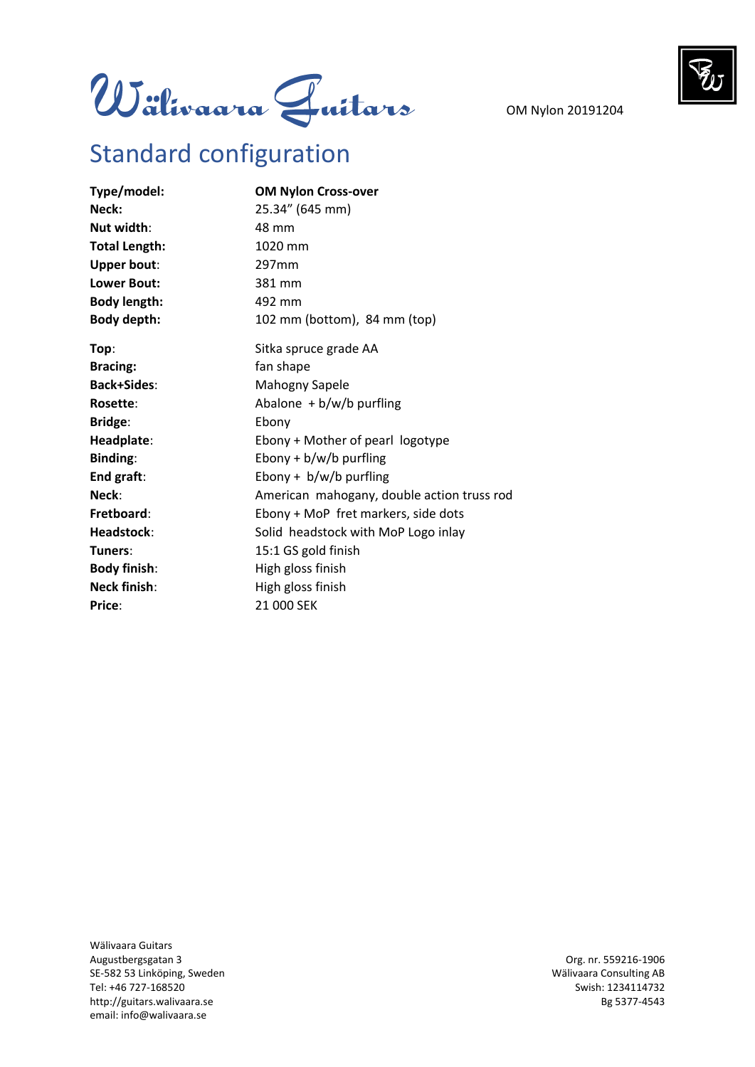# Wälivaara Guitars

OM Nylon 20191204

## Standard configuration

| | |
|---|---|
| **Type/model:** | **OM Nylon Cross-over** |
| **Neck:** | 25.34” (645 mm) |
| **Nut width:** | 48 mm |
| **Total Length:** | 1020 mm |
| **Upper bout:** | 297mm |
| **Lower Bout:** | 381 mm |
| **Body length:** | 492 mm |
| **Body depth:** | 102 mm (bottom), 84 mm (top) |
| **Top:** | Sitka spruce grade AA |
| **Bracing:** | fan shape |
| **Back+Sides:** | Mahogny Sapele |
| **Rosette:** | Abalone + b/w/b purfling |
| **Bridge:** | Ebony |
| **Headplate:** | Ebony + Mother of pearl logotype |
| **Binding:** | Ebony + b/w/b purfling |
| **End graft:** | Ebony + b/w/b purfling |
| **Neck:** | American mahogany, double action truss rod |
| **Fretboard:** | Ebony + MoP fret markers, side dots |
| **Headstock:** | Solid headstock with MoP Logo inlay |
| **Tuners:** | 15:1 GS gold finish |
| **Body finish:** | High gloss finish |
| **Neck finish:** | High gloss finish |
| **Price:** | 21 000 SEK |

Wälivaara Guitars
Augustbergsgatan 3
SE-582 53 Linköping, Sweden
Tel: +46 727-168520
http://guitars.walivaara.se
email: info@walivaara.se

Org. nr. 559216-1906
Wälivaara Consulting AB
Swish: 1234114732
Bg 5377-4543